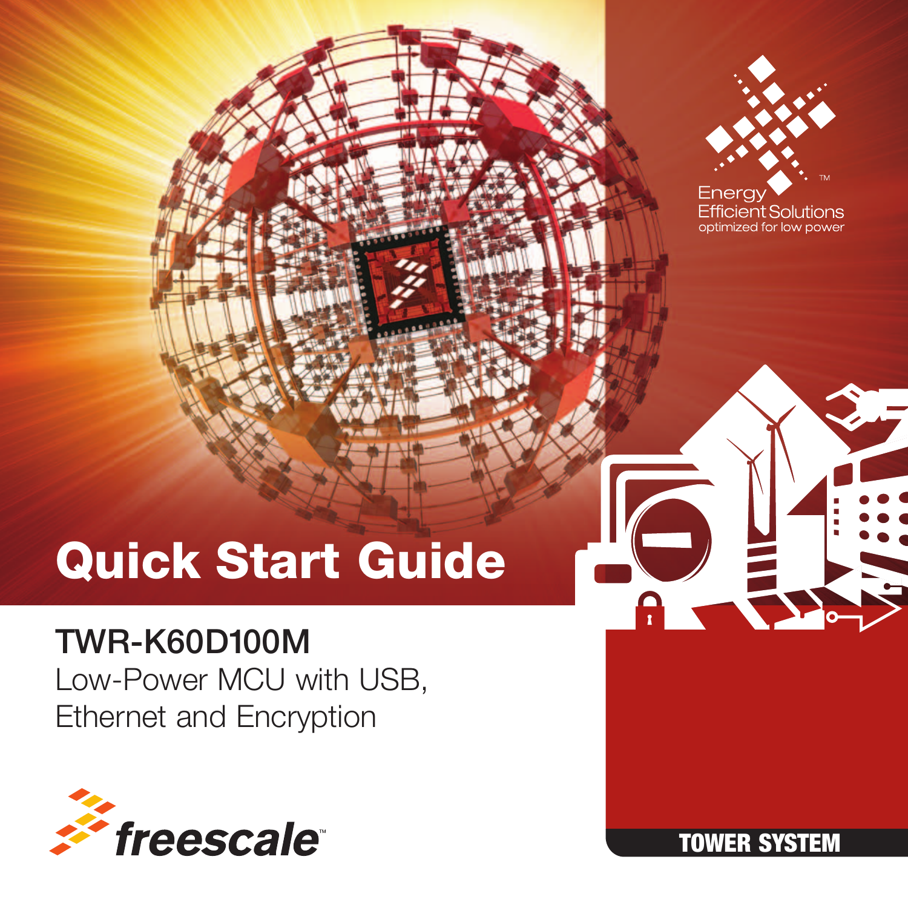# Quick Start Guide

## TWR-K60D100M

Low-Power MCU with USB, Ethernet and Encryption

Energy Efficient Solutions™
optimized for low power

freescale™

TOWER SYSTEM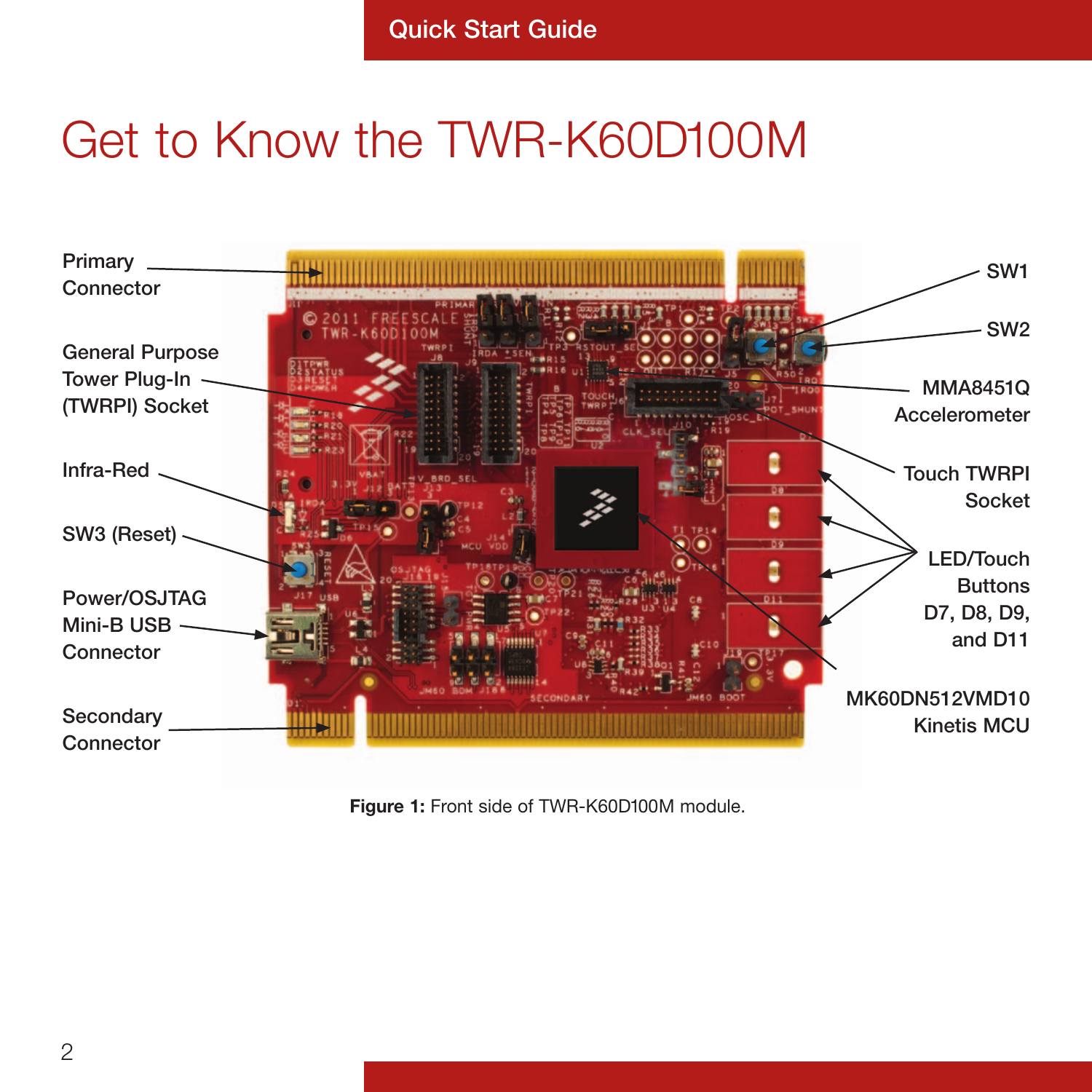# Get to Know the TWR-K60D100M

Primary Connector

General Purpose Tower Plug-In (TWRPI) Socket

Infra-Red

SW3 (Reset)

Power/OSJTAG Mini-B USB Connector

Secondary Connector

SW1

SW2

MMA8451Q Accelerometer

Touch TWRPI Socket

LED/Touch Buttons D7, D8, D9, and D11

MK60DN512VMD10 Kinetis MCU

**Figure 1:** Front side of TWR-K60D100M module.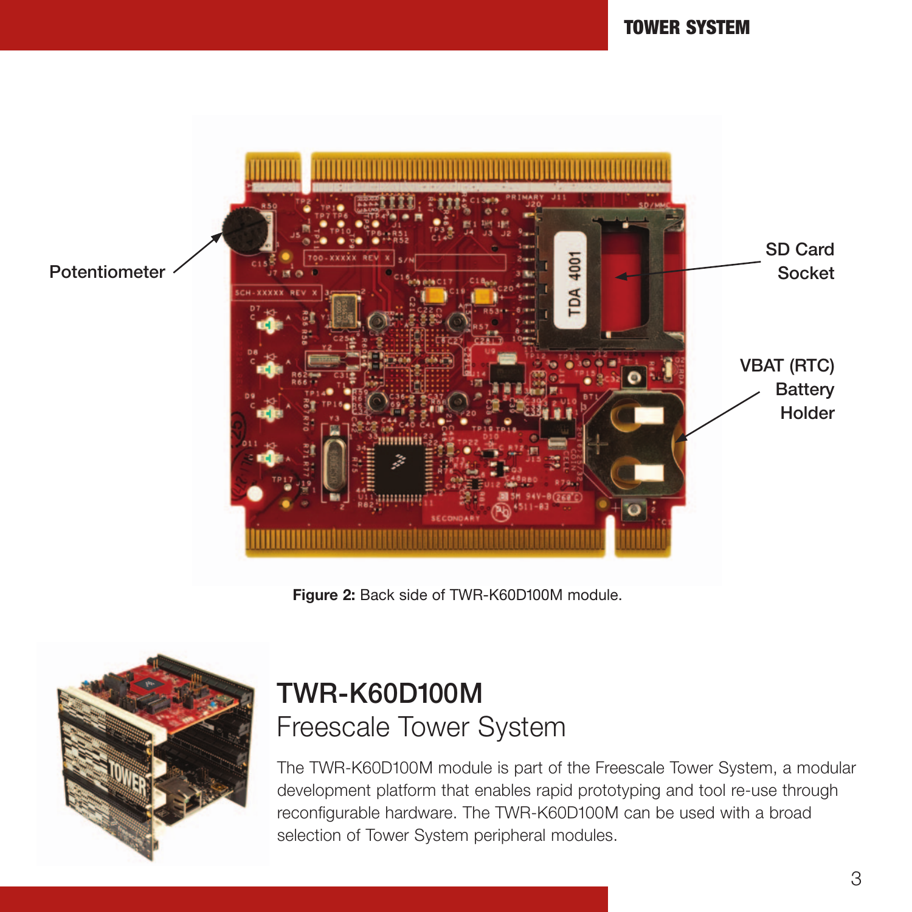Potentiometer

SD Card Socket

VBAT (RTC) Battery Holder

**Figure 2:** Back side of TWR-K60D100M module.

# TWR-K60D100M

## Freescale Tower System

The TWR-K60D100M module is part of the Freescale Tower System, a modular development platform that enables rapid prototyping and tool re-use through reconfigurable hardware. The TWR-K60D100M can be used with a broad selection of Tower System peripheral modules.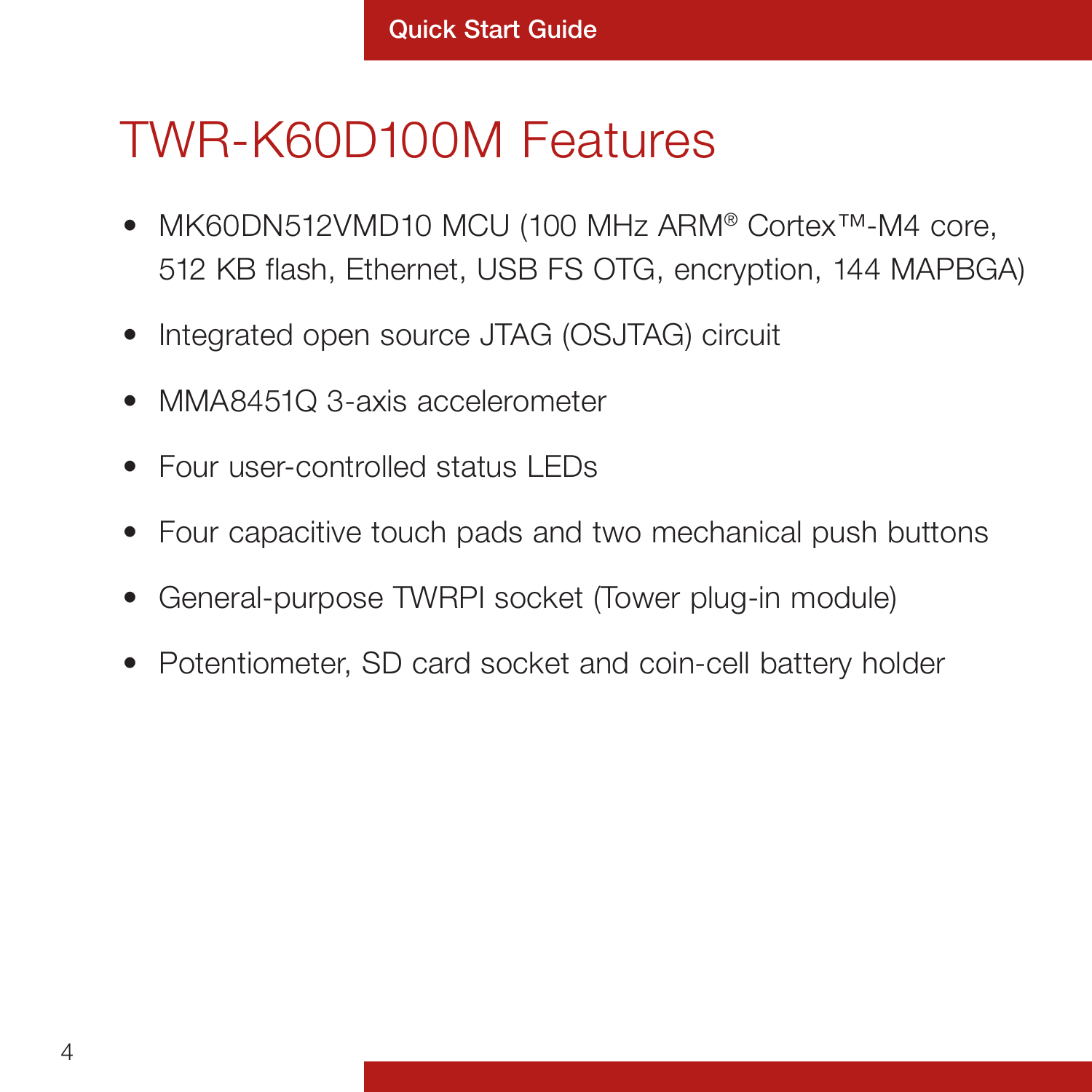# TWR-K60D100M Features

- MK60DN512VMD10 MCU (100 MHz ARM® Cortex™-M4 core, 512 KB flash, Ethernet, USB FS OTG, encryption, 144 MAPBGA)
- Integrated open source JTAG (OSJTAG) circuit
- MMA8451Q 3-axis accelerometer
- Four user-controlled status LEDs
- Four capacitive touch pads and two mechanical push buttons
- General-purpose TWRPI socket (Tower plug-in module)
- Potentiometer, SD card socket and coin-cell battery holder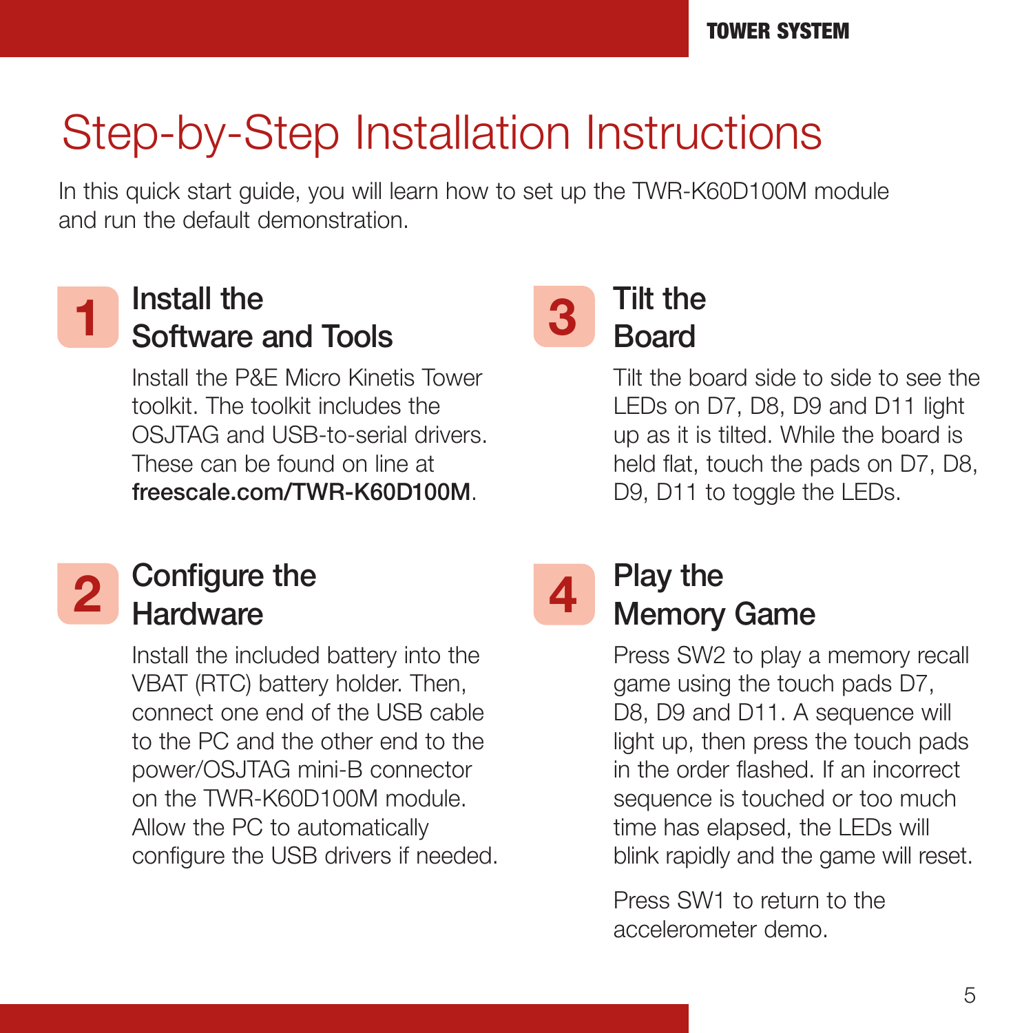# Step-by-Step Installation Instructions

In this quick start guide, you will learn how to set up the TWR-K60D100M module and run the default demonstration.

## 1 Install the Software and Tools

Install the P&E Micro Kinetis Tower toolkit. The toolkit includes the OSJTAG and USB-to-serial drivers. These can be found on line at **freescale.com/TWR-K60D100M**.

## 2 Configure the Hardware

Install the included battery into the VBAT (RTC) battery holder. Then, connect one end of the USB cable to the PC and the other end to the power/OSJTAG mini-B connector on the TWR-K60D100M module. Allow the PC to automatically configure the USB drivers if needed.

## 3 Tilt the Board

Tilt the board side to side to see the LEDs on D7, D8, D9 and D11 light up as it is tilted. While the board is held flat, touch the pads on D7, D8, D9, D11 to toggle the LEDs.

## 4 Play the Memory Game

Press SW2 to play a memory recall game using the touch pads D7, D8, D9 and D11. A sequence will light up, then press the touch pads in the order flashed. If an incorrect sequence is touched or too much time has elapsed, the LEDs will blink rapidly and the game will reset.

Press SW1 to return to the accelerometer demo.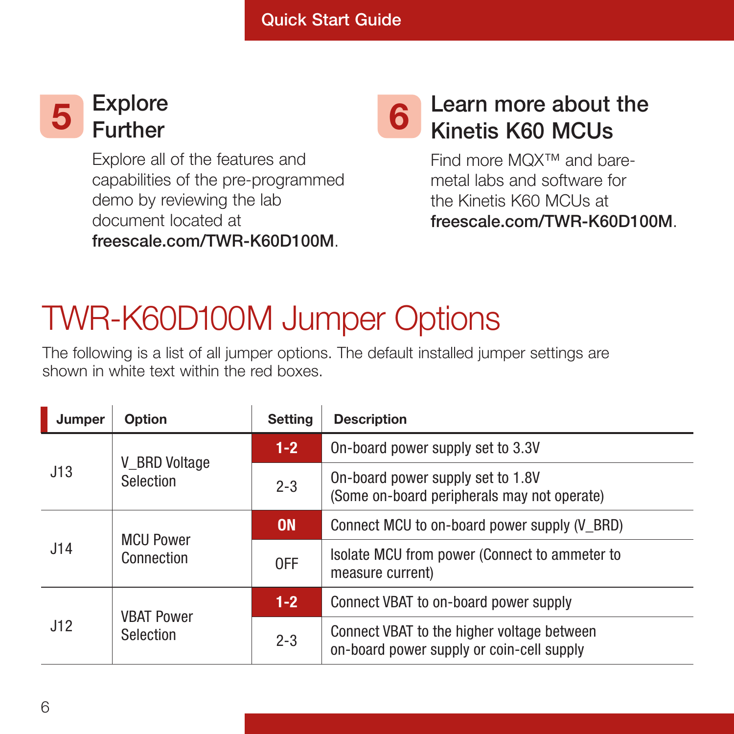## 5 Explore Further

Explore all of the features and capabilities of the pre-programmed demo by reviewing the lab document located at **freescale.com/TWR-K60D100M**.

## 6 Learn more about the Kinetis K60 MCUs

Find more MQX™ and bare-metal labs and software for the Kinetis K60 MCUs at **freescale.com/TWR-K60D100M**.

# TWR-K60D100M Jumper Options

The following is a list of all jumper options. The default installed jumper settings are shown in white text within the red boxes.

| Jumper | Option | Setting | Description |
|---|---|---|---|
| J13 | V_BRD Voltage Selection | **1-2** | On-board power supply set to 3.3V |
| | | 2-3 | On-board power supply set to 1.8V (Some on-board peripherals may not operate) |
| J14 | MCU Power Connection | **ON** | Connect MCU to on-board power supply (V_BRD) |
| | | OFF | Isolate MCU from power (Connect to ammeter to measure current) |
| J12 | VBAT Power Selection | **1-2** | Connect VBAT to on-board power supply |
| | | 2-3 | Connect VBAT to the higher voltage between on-board power supply or coin-cell supply |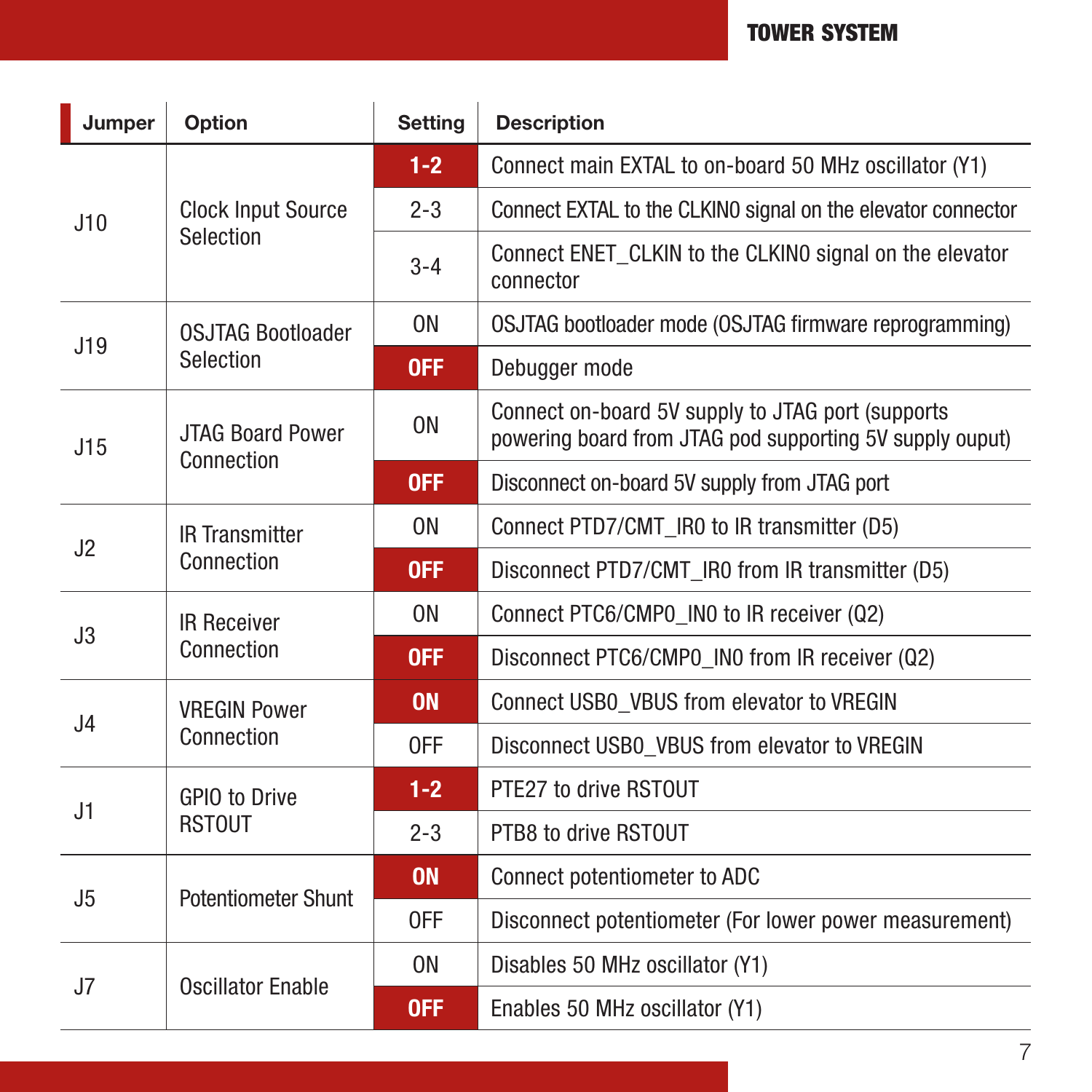| Jumper | Option | Setting | Description |
|---|---|---|---|
| J10 | Clock Input Source Selection | **1-2** | Connect main EXTAL to on-board 50 MHz oscillator (Y1) |
| | | 2-3 | Connect EXTAL to the CLKIN0 signal on the elevator connector |
| | | 3-4 | Connect ENET_CLKIN to the CLKIN0 signal on the elevator connector |
| J19 | OSJTAG Bootloader Selection | ON | OSJTAG bootloader mode (OSJTAG firmware reprogramming) |
| | | **OFF** | Debugger mode |
| J15 | JTAG Board Power Connection | ON | Connect on-board 5V supply to JTAG port (supports powering board from JTAG pod supporting 5V supply ouput) |
| | | **OFF** | Disconnect on-board 5V supply from JTAG port |
| J2 | IR Transmitter Connection | ON | Connect PTD7/CMT_IRO to IR transmitter (D5) |
| | | **OFF** | Disconnect PTD7/CMT_IRO from IR transmitter (D5) |
| J3 | IR Receiver Connection | ON | Connect PTC6/CMP0_IN0 to IR receiver (Q2) |
| | | **OFF** | Disconnect PTC6/CMP0_IN0 from IR receiver (Q2) |
| J4 | VREGIN Power Connection | **ON** | Connect USB0_VBUS from elevator to VREGIN |
| | | OFF | Disconnect USB0_VBUS from elevator to VREGIN |
| J1 | GPIO to Drive RSTOUT | **1-2** | PTE27 to drive RSTOUT |
| | | 2-3 | PTB8 to drive RSTOUT |
| J5 | Potentiometer Shunt | **ON** | Connect potentiometer to ADC |
| | | OFF | Disconnect potentiometer (For lower power measurement) |
| J7 | Oscillator Enable | ON | Disables 50 MHz oscillator (Y1) |
| | | **OFF** | Enables 50 MHz oscillator (Y1) |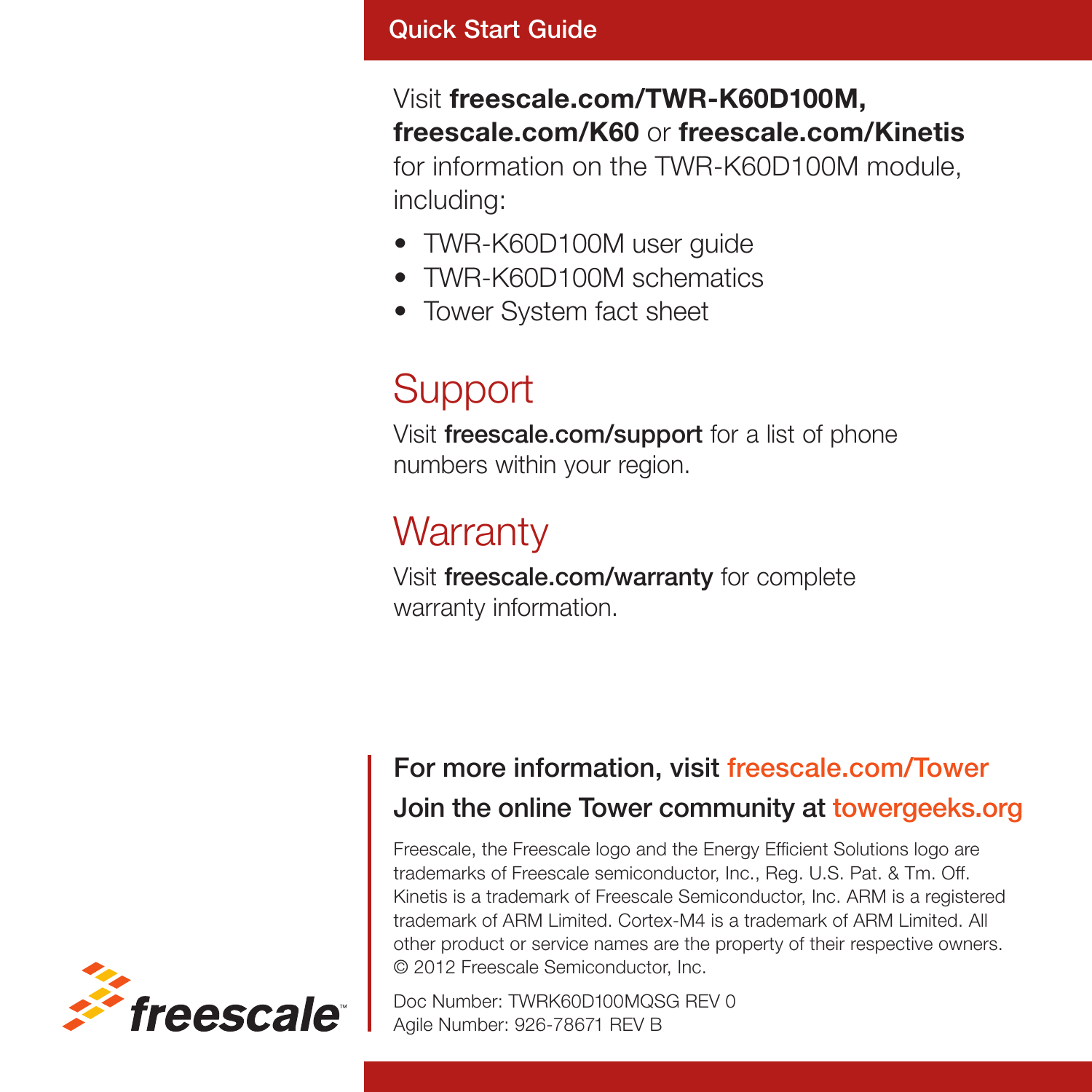Quick Start Guide

Visit **freescale.com/TWR-K60D100M, freescale.com/K60** or **freescale.com/Kinetis** for information on the TWR-K60D100M module, including:

- TWR-K60D100M user guide
- TWR-K60D100M schematics
- Tower System fact sheet

## Support

Visit **freescale.com/support** for a list of phone numbers within your region.

## Warranty

Visit **freescale.com/warranty** for complete warranty information.

**For more information, visit freescale.com/Tower**

**Join the online Tower community at towergeeks.org**

Freescale, the Freescale logo and the Energy Efficient Solutions logo are trademarks of Freescale semiconductor, Inc., Reg. U.S. Pat. & Tm. Off. Kinetis is a trademark of Freescale Semiconductor, Inc. ARM is a registered trademark of ARM Limited. Cortex-M4 is a trademark of ARM Limited. All other product or service names are the property of their respective owners. © 2012 Freescale Semiconductor, Inc.

Doc Number: TWRK60D100MQSG REV 0
Agile Number: 926-78671 REV B